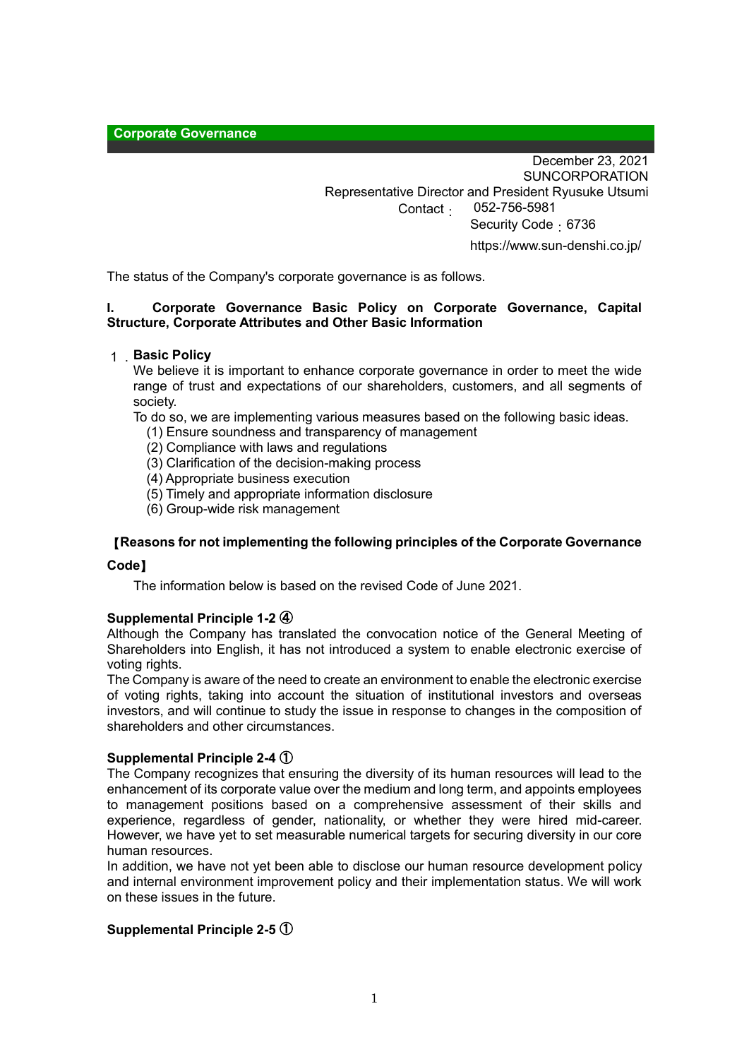## Corporate Governance

December 23, 2021
SUNCORPORATION
Representative Director and President Ryusuke Utsumi
Contact：052-756-5981
Security Code：6736
https://www.sun-denshi.co.jp/

The status of the Company's corporate governance is as follows.

### I. Corporate Governance Basic Policy on Corporate Governance, Capital Structure, Corporate Attributes and Other Basic Information

#### 1．Basic Policy

We believe it is important to enhance corporate governance in order to meet the wide range of trust and expectations of our shareholders, customers, and all segments of society.
To do so, we are implementing various measures based on the following basic ideas.

(1) Ensure soundness and transparency of management
(2) Compliance with laws and regulations
(3) Clarification of the decision-making process
(4) Appropriate business execution
(5) Timely and appropriate information disclosure
(6) Group-wide risk management

**【Reasons for not implementing the following principles of the Corporate Governance Code】**

The information below is based on the revised Code of June 2021.

**Supplemental Principle 1-2 ④**
Although the Company has translated the convocation notice of the General Meeting of Shareholders into English, it has not introduced a system to enable electronic exercise of voting rights.
The Company is aware of the need to create an environment to enable the electronic exercise of voting rights, taking into account the situation of institutional investors and overseas investors, and will continue to study the issue in response to changes in the composition of shareholders and other circumstances.

**Supplemental Principle 2-4 ①**
The Company recognizes that ensuring the diversity of its human resources will lead to the enhancement of its corporate value over the medium and long term, and appoints employees to management positions based on a comprehensive assessment of their skills and experience, regardless of gender, nationality, or whether they were hired mid-career. However, we have yet to set measurable numerical targets for securing diversity in our core human resources.
In addition, we have not yet been able to disclose our human resource development policy and internal environment improvement policy and their implementation status. We will work on these issues in the future.

**Supplemental Principle 2-5 ①**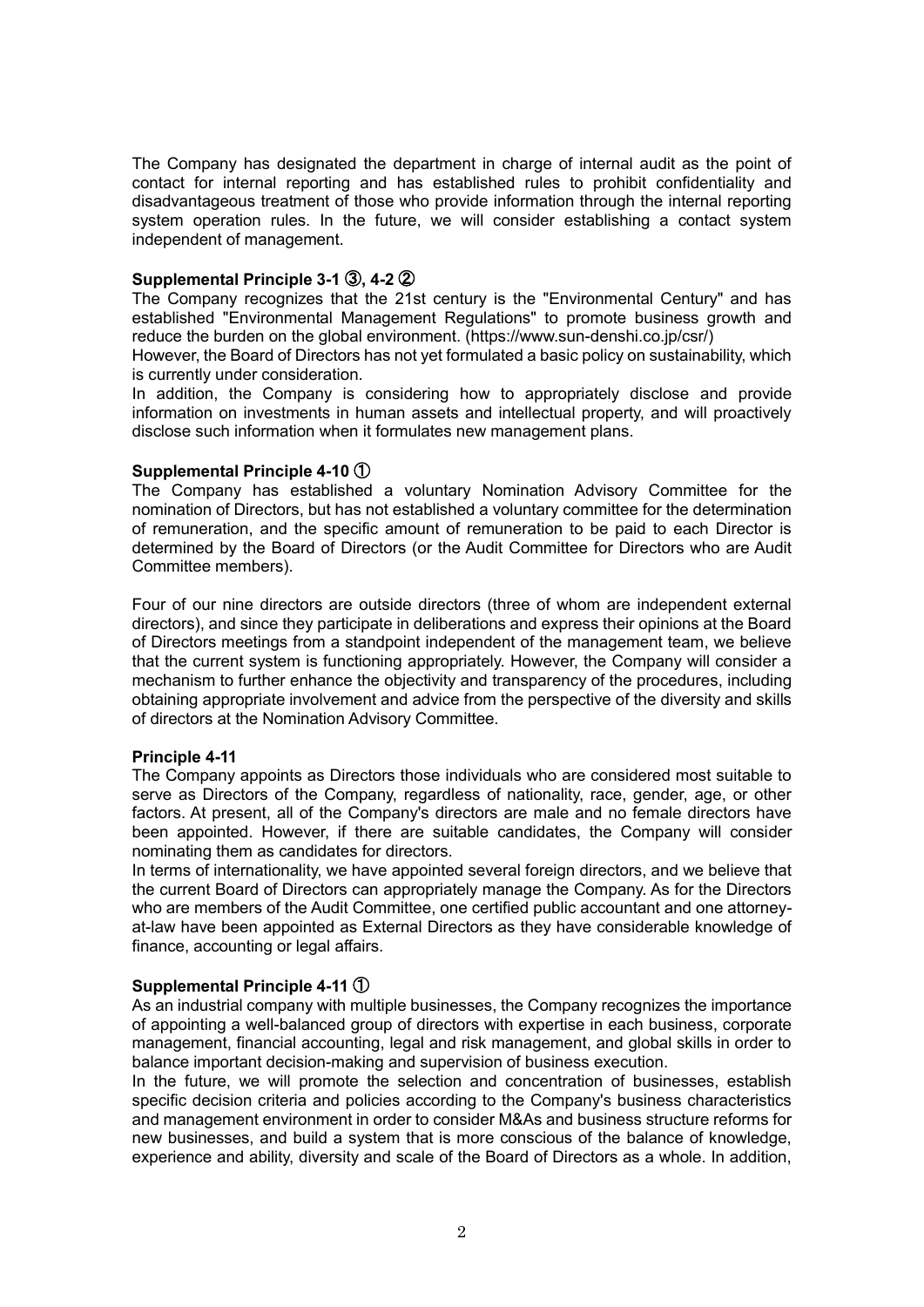The Company has designated the department in charge of internal audit as the point of contact for internal reporting and has established rules to prohibit confidentiality and disadvantageous treatment of those who provide information through the internal reporting system operation rules. In the future, we will consider establishing a contact system independent of management.

**Supplemental Principle 3-1 ③, 4-2 ②**

The Company recognizes that the 21st century is the "Environmental Century" and has established "Environmental Management Regulations" to promote business growth and reduce the burden on the global environment. (https://www.sun-denshi.co.jp/csr/)

However, the Board of Directors has not yet formulated a basic policy on sustainability, which is currently under consideration.

In addition, the Company is considering how to appropriately disclose and provide information on investments in human assets and intellectual property, and will proactively disclose such information when it formulates new management plans.

**Supplemental Principle 4-10 ①**

The Company has established a voluntary Nomination Advisory Committee for the nomination of Directors, but has not established a voluntary committee for the determination of remuneration, and the specific amount of remuneration to be paid to each Director is determined by the Board of Directors (or the Audit Committee for Directors who are Audit Committee members).

Four of our nine directors are outside directors (three of whom are independent external directors), and since they participate in deliberations and express their opinions at the Board of Directors meetings from a standpoint independent of the management team, we believe that the current system is functioning appropriately. However, the Company will consider a mechanism to further enhance the objectivity and transparency of the procedures, including obtaining appropriate involvement and advice from the perspective of the diversity and skills of directors at the Nomination Advisory Committee.

**Principle 4-11**

The Company appoints as Directors those individuals who are considered most suitable to serve as Directors of the Company, regardless of nationality, race, gender, age, or other factors. At present, all of the Company's directors are male and no female directors have been appointed. However, if there are suitable candidates, the Company will consider nominating them as candidates for directors.

In terms of internationality, we have appointed several foreign directors, and we believe that the current Board of Directors can appropriately manage the Company. As for the Directors who are members of the Audit Committee, one certified public accountant and one attorney-at-law have been appointed as External Directors as they have considerable knowledge of finance, accounting or legal affairs.

**Supplemental Principle 4-11 ①**

As an industrial company with multiple businesses, the Company recognizes the importance of appointing a well-balanced group of directors with expertise in each business, corporate management, financial accounting, legal and risk management, and global skills in order to balance important decision-making and supervision of business execution.

In the future, we will promote the selection and concentration of businesses, establish specific decision criteria and policies according to the Company's business characteristics and management environment in order to consider M&As and business structure reforms for new businesses, and build a system that is more conscious of the balance of knowledge, experience and ability, diversity and scale of the Board of Directors as a whole. In addition,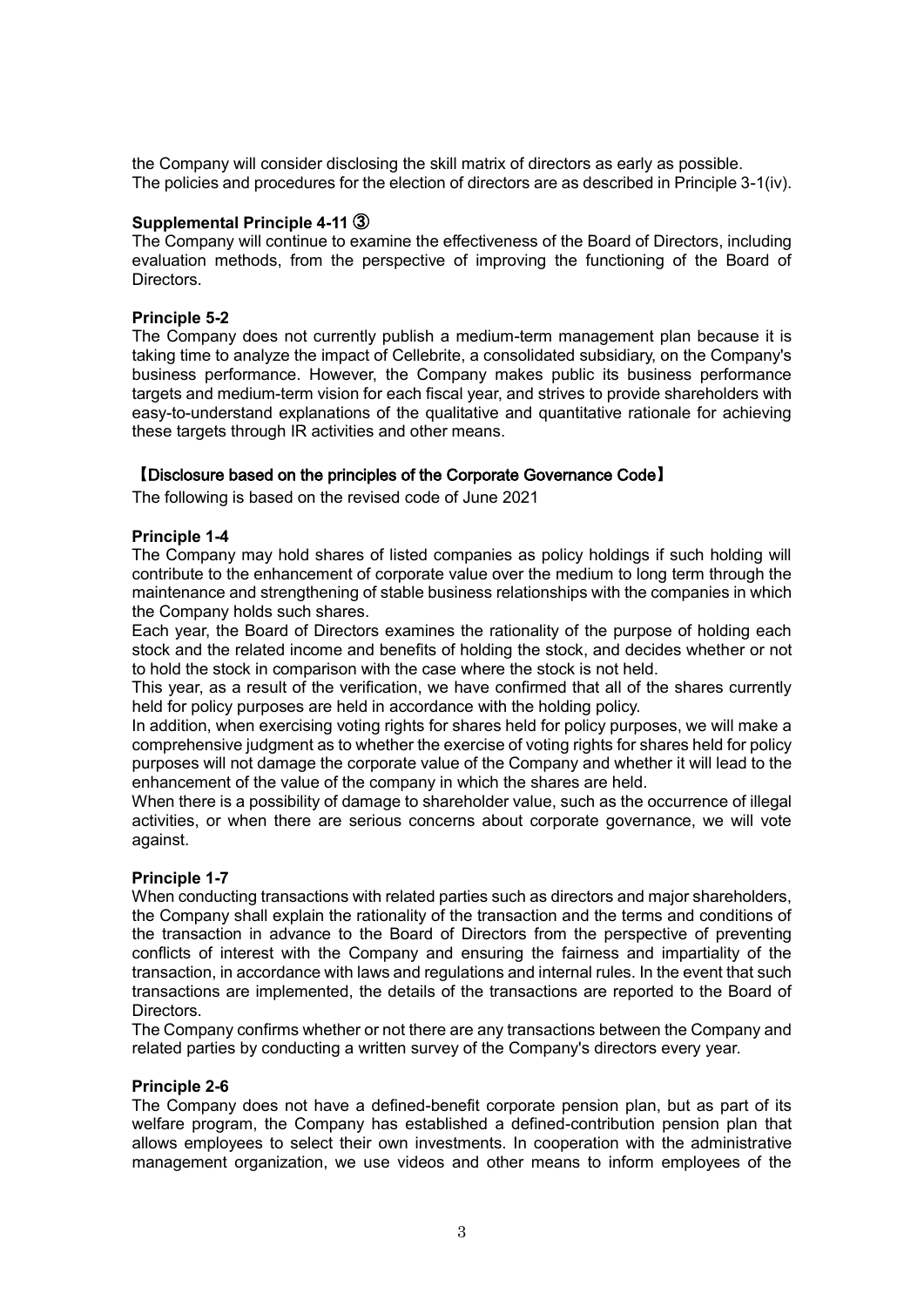the Company will consider disclosing the skill matrix of directors as early as possible.
The policies and procedures for the election of directors are as described in Principle 3-1(iv).

**Supplemental Principle 4-11 ③**

The Company will continue to examine the effectiveness of the Board of Directors, including evaluation methods, from the perspective of improving the functioning of the Board of Directors.

**Principle 5-2**

The Company does not currently publish a medium-term management plan because it is taking time to analyze the impact of Cellebrite, a consolidated subsidiary, on the Company's business performance. However, the Company makes public its business performance targets and medium-term vision for each fiscal year, and strives to provide shareholders with easy-to-understand explanations of the qualitative and quantitative rationale for achieving these targets through IR activities and other means.

**【Disclosure based on the principles of the Corporate Governance Code】**

The following is based on the revised code of June 2021

**Principle 1-4**

The Company may hold shares of listed companies as policy holdings if such holding will contribute to the enhancement of corporate value over the medium to long term through the maintenance and strengthening of stable business relationships with the companies in which the Company holds such shares.

Each year, the Board of Directors examines the rationality of the purpose of holding each stock and the related income and benefits of holding the stock, and decides whether or not to hold the stock in comparison with the case where the stock is not held.

This year, as a result of the verification, we have confirmed that all of the shares currently held for policy purposes are held in accordance with the holding policy.

In addition, when exercising voting rights for shares held for policy purposes, we will make a comprehensive judgment as to whether the exercise of voting rights for shares held for policy purposes will not damage the corporate value of the Company and whether it will lead to the enhancement of the value of the company in which the shares are held.

When there is a possibility of damage to shareholder value, such as the occurrence of illegal activities, or when there are serious concerns about corporate governance, we will vote against.

**Principle 1-7**

When conducting transactions with related parties such as directors and major shareholders, the Company shall explain the rationality of the transaction and the terms and conditions of the transaction in advance to the Board of Directors from the perspective of preventing conflicts of interest with the Company and ensuring the fairness and impartiality of the transaction, in accordance with laws and regulations and internal rules. In the event that such transactions are implemented, the details of the transactions are reported to the Board of Directors.

The Company confirms whether or not there are any transactions between the Company and related parties by conducting a written survey of the Company's directors every year.

**Principle 2-6**

The Company does not have a defined-benefit corporate pension plan, but as part of its welfare program, the Company has established a defined-contribution pension plan that allows employees to select their own investments. In cooperation with the administrative management organization, we use videos and other means to inform employees of the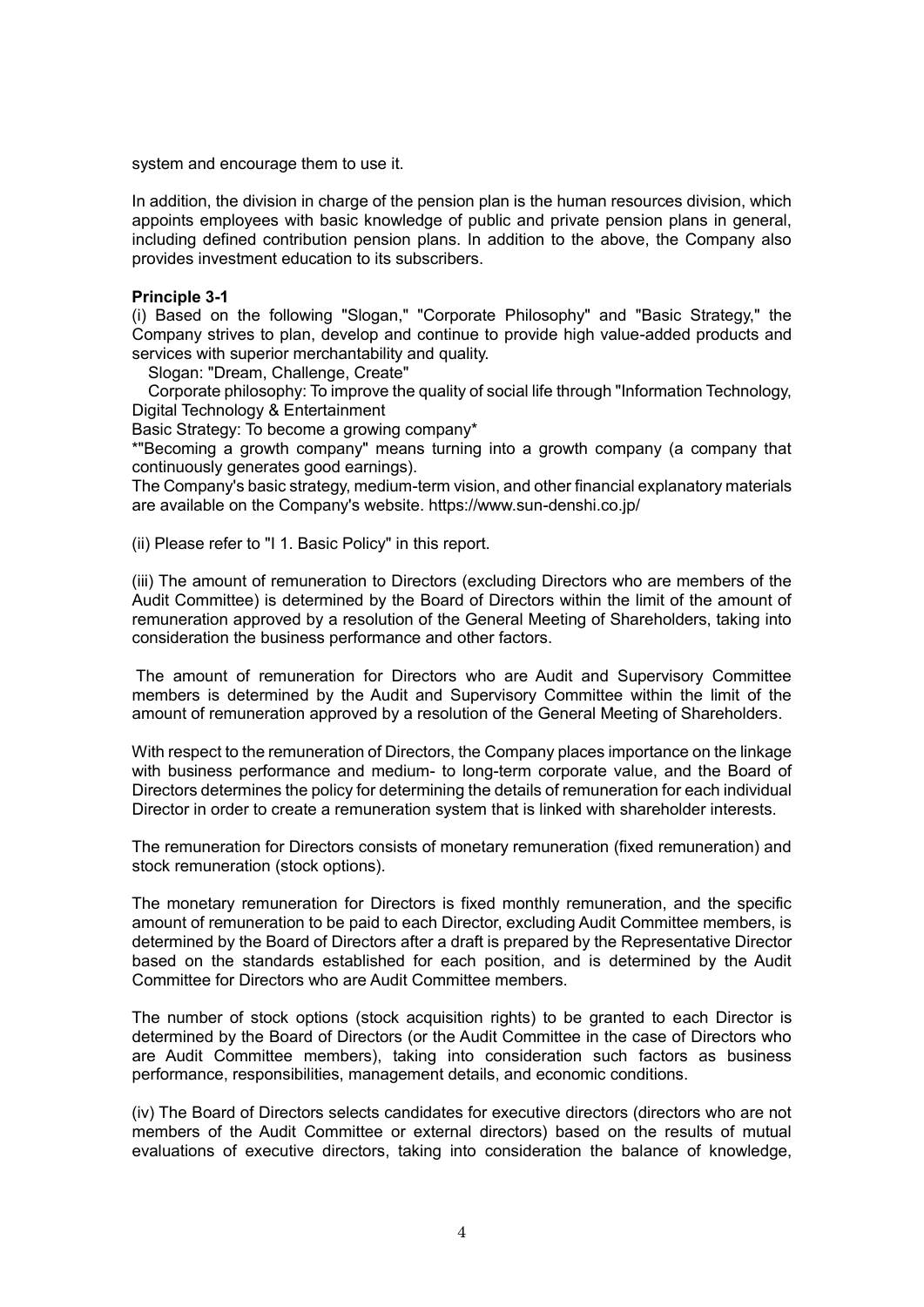system and encourage them to use it.

In addition, the division in charge of the pension plan is the human resources division, which appoints employees with basic knowledge of public and private pension plans in general, including defined contribution pension plans. In addition to the above, the Company also provides investment education to its subscribers.

**Principle 3-1**

(i) Based on the following "Slogan," "Corporate Philosophy" and "Basic Strategy," the Company strives to plan, develop and continue to provide high value-added products and services with superior merchantability and quality.

Slogan: "Dream, Challenge, Create"

Corporate philosophy: To improve the quality of social life through "Information Technology, Digital Technology & Entertainment

Basic Strategy: To become a growing company*

*"Becoming a growth company" means turning into a growth company (a company that continuously generates good earnings).

The Company's basic strategy, medium-term vision, and other financial explanatory materials are available on the Company's website. https://www.sun-denshi.co.jp/

(ii) Please refer to "I 1. Basic Policy" in this report.

(iii) The amount of remuneration to Directors (excluding Directors who are members of the Audit Committee) is determined by the Board of Directors within the limit of the amount of remuneration approved by a resolution of the General Meeting of Shareholders, taking into consideration the business performance and other factors.

The amount of remuneration for Directors who are Audit and Supervisory Committee members is determined by the Audit and Supervisory Committee within the limit of the amount of remuneration approved by a resolution of the General Meeting of Shareholders.

With respect to the remuneration of Directors, the Company places importance on the linkage with business performance and medium- to long-term corporate value, and the Board of Directors determines the policy for determining the details of remuneration for each individual Director in order to create a remuneration system that is linked with shareholder interests.

The remuneration for Directors consists of monetary remuneration (fixed remuneration) and stock remuneration (stock options).

The monetary remuneration for Directors is fixed monthly remuneration, and the specific amount of remuneration to be paid to each Director, excluding Audit Committee members, is determined by the Board of Directors after a draft is prepared by the Representative Director based on the standards established for each position, and is determined by the Audit Committee for Directors who are Audit Committee members.

The number of stock options (stock acquisition rights) to be granted to each Director is determined by the Board of Directors (or the Audit Committee in the case of Directors who are Audit Committee members), taking into consideration such factors as business performance, responsibilities, management details, and economic conditions.

(iv) The Board of Directors selects candidates for executive directors (directors who are not members of the Audit Committee or external directors) based on the results of mutual evaluations of executive directors, taking into consideration the balance of knowledge,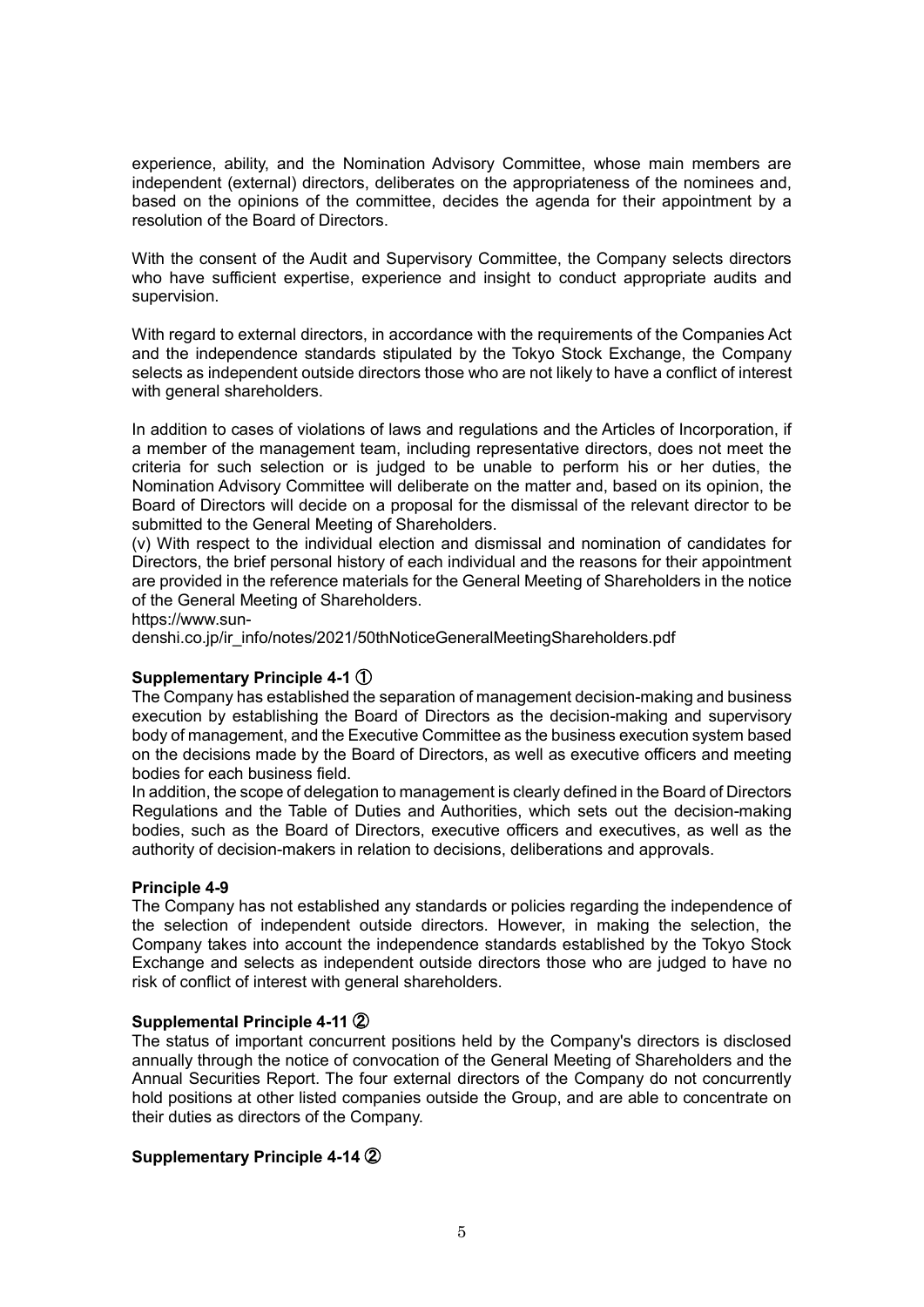experience, ability, and the Nomination Advisory Committee, whose main members are independent (external) directors, deliberates on the appropriateness of the nominees and, based on the opinions of the committee, decides the agenda for their appointment by a resolution of the Board of Directors.

With the consent of the Audit and Supervisory Committee, the Company selects directors who have sufficient expertise, experience and insight to conduct appropriate audits and supervision.

With regard to external directors, in accordance with the requirements of the Companies Act and the independence standards stipulated by the Tokyo Stock Exchange, the Company selects as independent outside directors those who are not likely to have a conflict of interest with general shareholders.

In addition to cases of violations of laws and regulations and the Articles of Incorporation, if a member of the management team, including representative directors, does not meet the criteria for such selection or is judged to be unable to perform his or her duties, the Nomination Advisory Committee will deliberate on the matter and, based on its opinion, the Board of Directors will decide on a proposal for the dismissal of the relevant director to be submitted to the General Meeting of Shareholders.

(v) With respect to the individual election and dismissal and nomination of candidates for Directors, the brief personal history of each individual and the reasons for their appointment are provided in the reference materials for the General Meeting of Shareholders in the notice of the General Meeting of Shareholders.

https://www.sun-denshi.co.jp/ir_info/notes/2021/50thNoticeGeneralMeetingShareholders.pdf

**Supplementary Principle 4-1 ①**

The Company has established the separation of management decision-making and business execution by establishing the Board of Directors as the decision-making and supervisory body of management, and the Executive Committee as the business execution system based on the decisions made by the Board of Directors, as well as executive officers and meeting bodies for each business field.

In addition, the scope of delegation to management is clearly defined in the Board of Directors Regulations and the Table of Duties and Authorities, which sets out the decision-making bodies, such as the Board of Directors, executive officers and executives, as well as the authority of decision-makers in relation to decisions, deliberations and approvals.

**Principle 4-9**

The Company has not established any standards or policies regarding the independence of the selection of independent outside directors. However, in making the selection, the Company takes into account the independence standards established by the Tokyo Stock Exchange and selects as independent outside directors those who are judged to have no risk of conflict of interest with general shareholders.

**Supplemental Principle 4-11 ②**

The status of important concurrent positions held by the Company's directors is disclosed annually through the notice of convocation of the General Meeting of Shareholders and the Annual Securities Report. The four external directors of the Company do not concurrently hold positions at other listed companies outside the Group, and are able to concentrate on their duties as directors of the Company.

**Supplementary Principle 4-14 ②**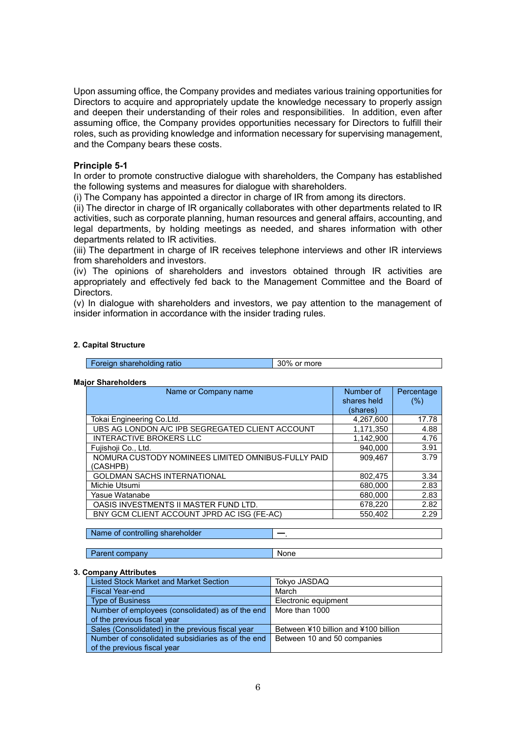Upon assuming office, the Company provides and mediates various training opportunities for Directors to acquire and appropriately update the knowledge necessary to properly assign and deepen their understanding of their roles and responsibilities. In addition, even after assuming office, the Company provides opportunities necessary for Directors to fulfill their roles, such as providing knowledge and information necessary for supervising management, and the Company bears these costs.

**Principle 5-1**

In order to promote constructive dialogue with shareholders, the Company has established the following systems and measures for dialogue with shareholders.

(i) The Company has appointed a director in charge of IR from among its directors.

(ii) The director in charge of IR organically collaborates with other departments related to IR activities, such as corporate planning, human resources and general affairs, accounting, and legal departments, by holding meetings as needed, and shares information with other departments related to IR activities.

(iii) The department in charge of IR receives telephone interviews and other IR interviews from shareholders and investors.

(iv) The opinions of shareholders and investors obtained through IR activities are appropriately and effectively fed back to the Management Committee and the Board of Directors.

(v) In dialogue with shareholders and investors, we pay attention to the management of insider information in accordance with the insider trading rules.

**2. Capital Structure**

| Foreign shareholding ratio | 30% or more |
|---|---|

**Major Shareholders**

| Name or Company name | Number of shares held (shares) | Percentage (%) |
|---|---|---|
| Tokai Engineering Co.Ltd. | 4,267,600 | 17.78 |
| UBS AG LONDON A/C IPB SEGREGATED CLIENT ACCOUNT | 1,171,350 | 4.88 |
| INTERACTIVE BROKERS LLC | 1,142,900 | 4.76 |
| Fujishoji Co., Ltd. | 940,000 | 3.91 |
| NOMURA CUSTODY NOMINEES LIMITED OMNIBUS-FULLY PAID (CASHPB) | 909,467 | 3.79 |
| GOLDMAN SACHS INTERNATIONAL | 802,475 | 3.34 |
| Michie Utsumi | 680,000 | 2.83 |
| Yasue Watanabe | 680,000 | 2.83 |
| OASIS INVESTMENTS II MASTER FUND LTD. | 678,220 | 2.82 |
| BNY GCM CLIENT ACCOUNT JPRD AC ISG (FE-AC) | 550,402 | 2.29 |

| Name of controlling shareholder | —. |
|---|---|

| Parent company | None |
|---|---|

**3. Company Attributes**

| Listed Stock Market and Market Section | Tokyo JASDAQ |
|---|---|
| Fiscal Year-end | March |
| Type of Business | Electronic equipment |
| Number of employees (consolidated) as of the end of the previous fiscal year | More than 1000 |
| Sales (Consolidated) in the previous fiscal year | Between ¥10 billion and ¥100 billion |
| Number of consolidated subsidiaries as of the end of the previous fiscal year | Between 10 and 50 companies |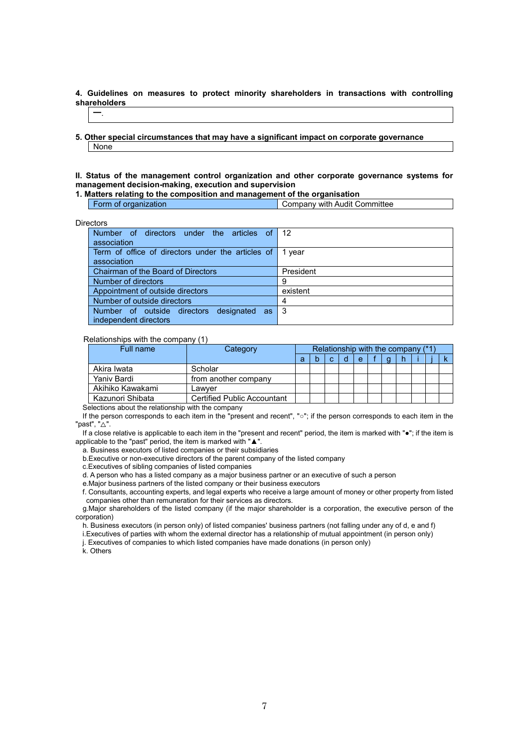**4. Guidelines on measures to protect minority shareholders in transactions with controlling shareholders**

| ー. |
|---|

**5. Other special circumstances that may have a significant impact on corporate governance**

| None |
|---|

**II. Status of the management control organization and other corporate governance systems for management decision-making, execution and supervision**

**1. Matters relating to the composition and management of the organisation**

| Form of organization | Company with Audit Committee |
|---|---|

Directors

| Number of directors under the articles of association | 12 |
|---|---|
| Term of office of directors under the articles of association | 1 year |
| Chairman of the Board of Directors | President |
| Number of directors | 9 |
| Appointment of outside directors | existent |
| Number of outside directors | 4 |
| Number of outside directors designated as independent directors | 3 |

Relationships with the company (1)

| Full name | Category | Relationship with the company (*1) | | | | | | | | | | |
|---|---|---|---|---|---|---|---|---|---|---|---|---|
| | | a | b | c | d | e | f | g | h | i | j | k |
| Akira Iwata | Scholar | | | | | | | | | | | |
| Yaniv Bardi | from another company | | | | | | | | | | | |
| Akihiko Kawakami | Lawyer | | | | | | | | | | | |
| Kazunori Shibata | Certified Public Accountant | | | | | | | | | | | |

Selections about the relationship with the company

If the person corresponds to each item in the "present and recent", "○"; if the person corresponds to each item in the "past", "△".

If a close relative is applicable to each item in the "present and recent" period, the item is marked with "●"; if the item is applicable to the "past" period, the item is marked with "▲".

a. Business executors of listed companies or their subsidiaries
b.Executive or non-executive directors of the parent company of the listed company
c.Executives of sibling companies of listed companies
d. A person who has a listed company as a major business partner or an executive of such a person
e.Major business partners of the listed company or their business executors
f. Consultants, accounting experts, and legal experts who receive a large amount of money or other property from listed companies other than remuneration for their services as directors.
g.Major shareholders of the listed company (if the major shareholder is a corporation, the executive person of the corporation)
h. Business executors (in person only) of listed companies' business partners (not falling under any of d, e and f)
i.Executives of parties with whom the external director has a relationship of mutual appointment (in person only)
j. Executives of companies to which listed companies have made donations (in person only)
k. Others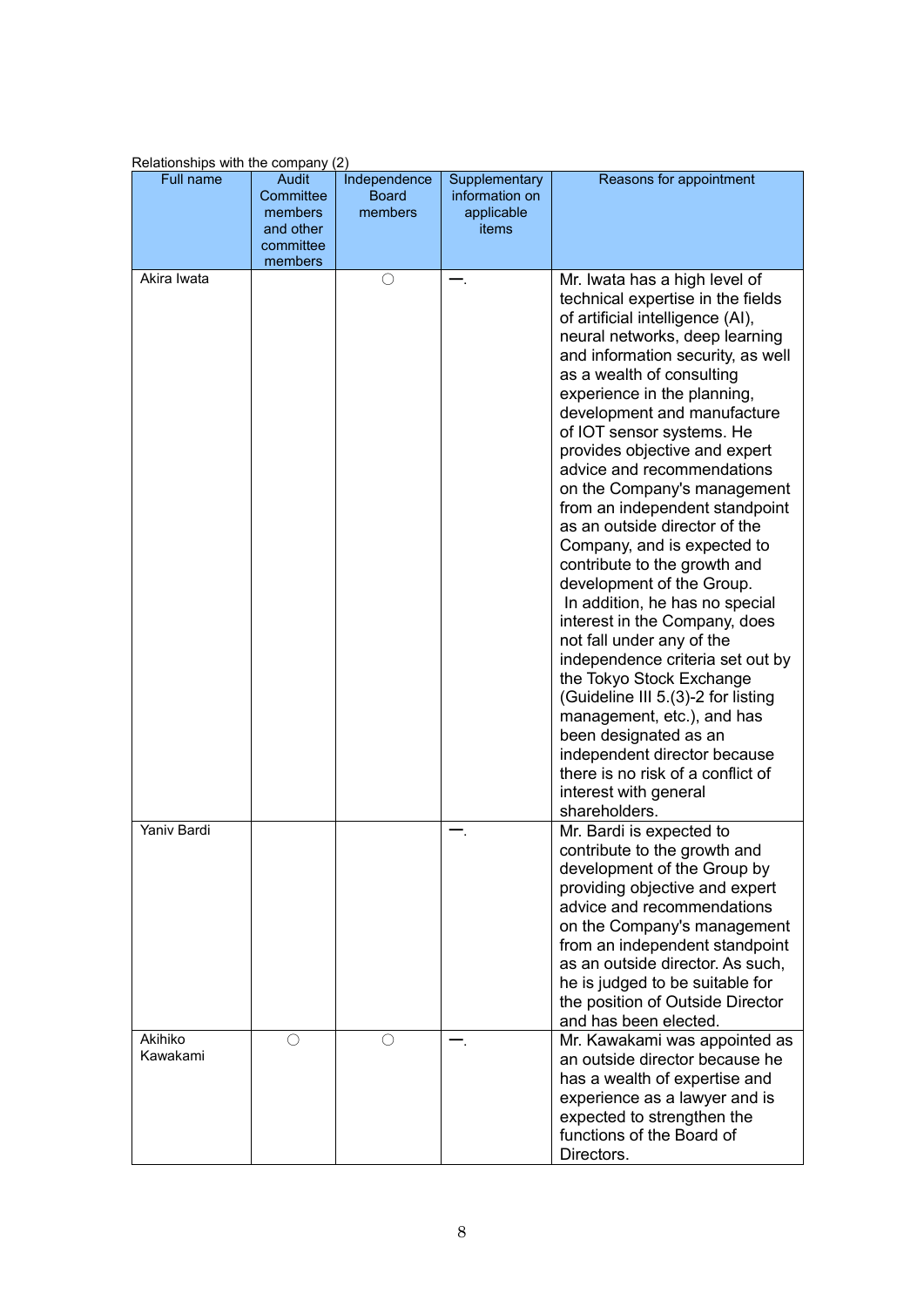Relationships with the company (2)

| Full name | Audit Committee members and other committee members | Independence Board members | Supplementary information on applicable items | Reasons for appointment |
|---|---|---|---|---|
| Akira Iwata | | ○ | ー. | Mr. Iwata has a high level of technical expertise in the fields of artificial intelligence (AI), neural networks, deep learning and information security, as well as a wealth of consulting experience in the planning, development and manufacture of IOT sensor systems. He provides objective and expert advice and recommendations on the Company's management from an independent standpoint as an outside director of the Company, and is expected to contribute to the growth and development of the Group. In addition, he has no special interest in the Company, does not fall under any of the independence criteria set out by the Tokyo Stock Exchange (Guideline III 5.(3)-2 for listing management, etc.), and has been designated as an independent director because there is no risk of a conflict of interest with general shareholders. |
| Yaniv Bardi | | | ー. | Mr. Bardi is expected to contribute to the growth and development of the Group by providing objective and expert advice and recommendations on the Company's management from an independent standpoint as an outside director. As such, he is judged to be suitable for the position of Outside Director and has been elected. |
| Akihiko Kawakami | ○ | ○ | ー. | Mr. Kawakami was appointed as an outside director because he has a wealth of expertise and experience as a lawyer and is expected to strengthen the functions of the Board of Directors. |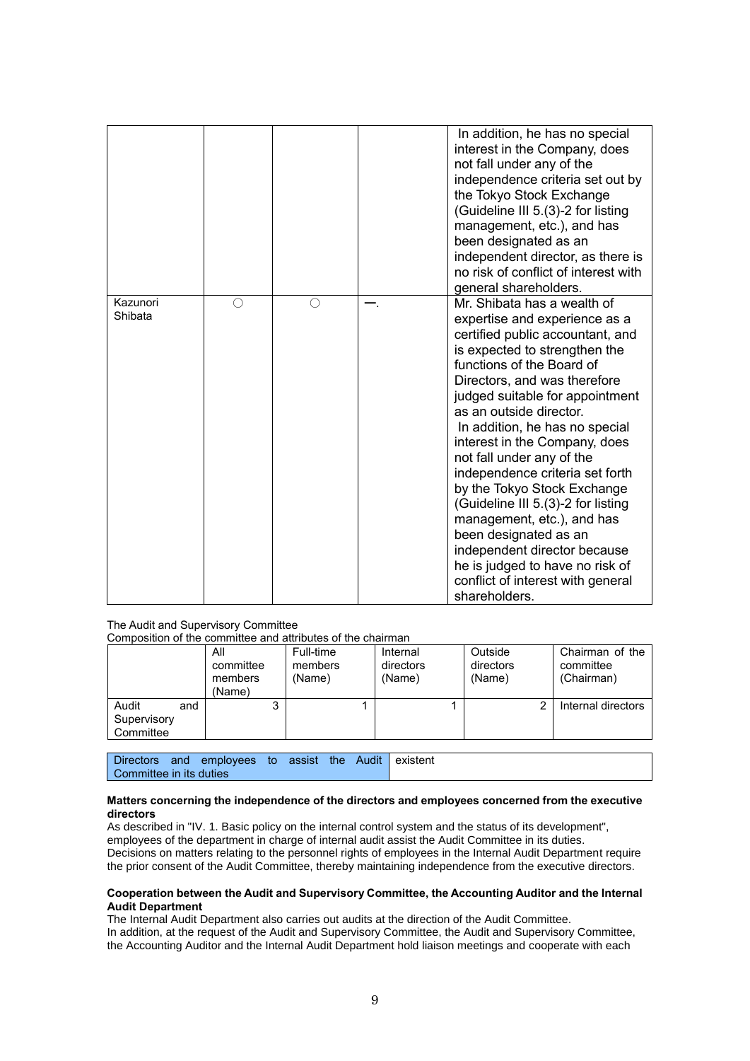| | | | | |
|---|---|---|---|---|
| | | | | In addition, he has no special interest in the Company, does not fall under any of the independence criteria set out by the Tokyo Stock Exchange (Guideline III 5.(3)-2 for listing management, etc.), and has been designated as an independent director, as there is no risk of conflict of interest with general shareholders. |
| Kazunori Shibata | ○ | ○ | —. | Mr. Shibata has a wealth of expertise and experience as a certified public accountant, and is expected to strengthen the functions of the Board of Directors, and was therefore judged suitable for appointment as an outside director. In addition, he has no special interest in the Company, does not fall under any of the independence criteria set forth by the Tokyo Stock Exchange (Guideline III 5.(3)-2 for listing management, etc.), and has been designated as an independent director because he is judged to have no risk of conflict of interest with general shareholders. |

The Audit and Supervisory Committee

Composition of the committee and attributes of the chairman

| | All committee members (Name) | Full-time members (Name) | Internal directors (Name) | Outside directors (Name) | Chairman of the committee (Chairman) |
|---|---|---|---|---|---|
| Audit and Supervisory Committee | 3 | 1 | 1 | 2 | Internal directors |

| | |
|---|---|
| Directors and employees to assist the Audit Committee in its duties | existent |

**Matters concerning the independence of the directors and employees concerned from the executive directors**

As described in "IV. 1. Basic policy on the internal control system and the status of its development", employees of the department in charge of internal audit assist the Audit Committee in its duties. Decisions on matters relating to the personnel rights of employees in the Internal Audit Department require the prior consent of the Audit Committee, thereby maintaining independence from the executive directors.

**Cooperation between the Audit and Supervisory Committee, the Accounting Auditor and the Internal Audit Department**

The Internal Audit Department also carries out audits at the direction of the Audit Committee.

In addition, at the request of the Audit and Supervisory Committee, the Audit and Supervisory Committee, the Accounting Auditor and the Internal Audit Department hold liaison meetings and cooperate with each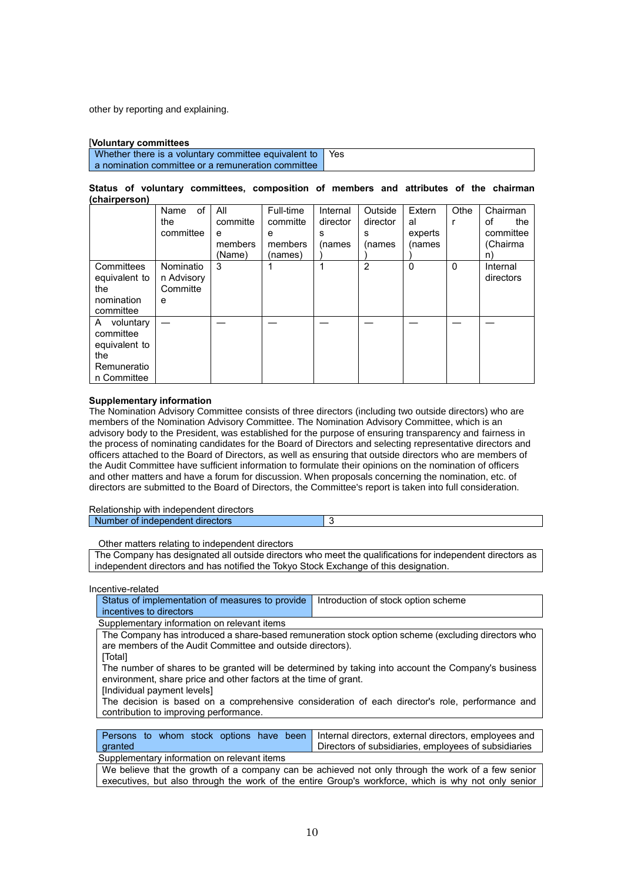other by reporting and explaining.

[**Voluntary committees**

| Whether there is a voluntary committee equivalent to a nomination committee or a remuneration committee | Yes |
|---|---|

**Status of voluntary committees, composition of members and attributes of the chairman (chairperson)**

| | Name of the committee | All committee members (Name) | Full-time committee members (names) | Internal directors (names) | Outside directors (names) | External experts (names) | Other | Chairman of the committee (Chairman) |
|---|---|---|---|---|---|---|---|---|
| Committees equivalent to the nomination committee | Nomination Advisory Committee | 3 | 1 | 1 | 2 | 0 | 0 | Internal directors |
| A voluntary committee equivalent to the Remuneration Committee | — | — | — | — | — | — | — | — |

**Supplementary information**

The Nomination Advisory Committee consists of three directors (including two outside directors) who are members of the Nomination Advisory Committee. The Nomination Advisory Committee, which is an advisory body to the President, was established for the purpose of ensuring transparency and fairness in the process of nominating candidates for the Board of Directors and selecting representative directors and officers attached to the Board of Directors, as well as ensuring that outside directors who are members of the Audit Committee have sufficient information to formulate their opinions on the nomination of officers and other matters and have a forum for discussion. When proposals concerning the nomination, etc. of directors are submitted to the Board of Directors, the Committee's report is taken into full consideration.

Relationship with independent directors

| Number of independent directors | 3 |
|---|---|

Other matters relating to independent directors

| The Company has designated all outside directors who meet the qualifications for independent directors as independent directors and has notified the Tokyo Stock Exchange of this designation. |
|---|

Incentive-related

| Status of implementation of measures to provide incentives to directors | Introduction of stock option scheme |
|---|---|

Supplementary information on relevant items

| The Company has introduced a share-based remuneration stock option scheme (excluding directors who are members of the Audit Committee and outside directors).<br>[Total]<br>The number of shares to be granted will be determined by taking into account the Company's business environment, share price and other factors at the time of grant.<br>[Individual payment levels]<br>The decision is based on a comprehensive consideration of each director's role, performance and contribution to improving performance. |
|---|

| Persons to whom stock options have been granted | Internal directors, external directors, employees and Directors of subsidiaries, employees of subsidiaries |
|---|---|

Supplementary information on relevant items

| We believe that the growth of a company can be achieved not only through the work of a few senior executives, but also through the work of the entire Group's workforce, which is why not only senior |
|---|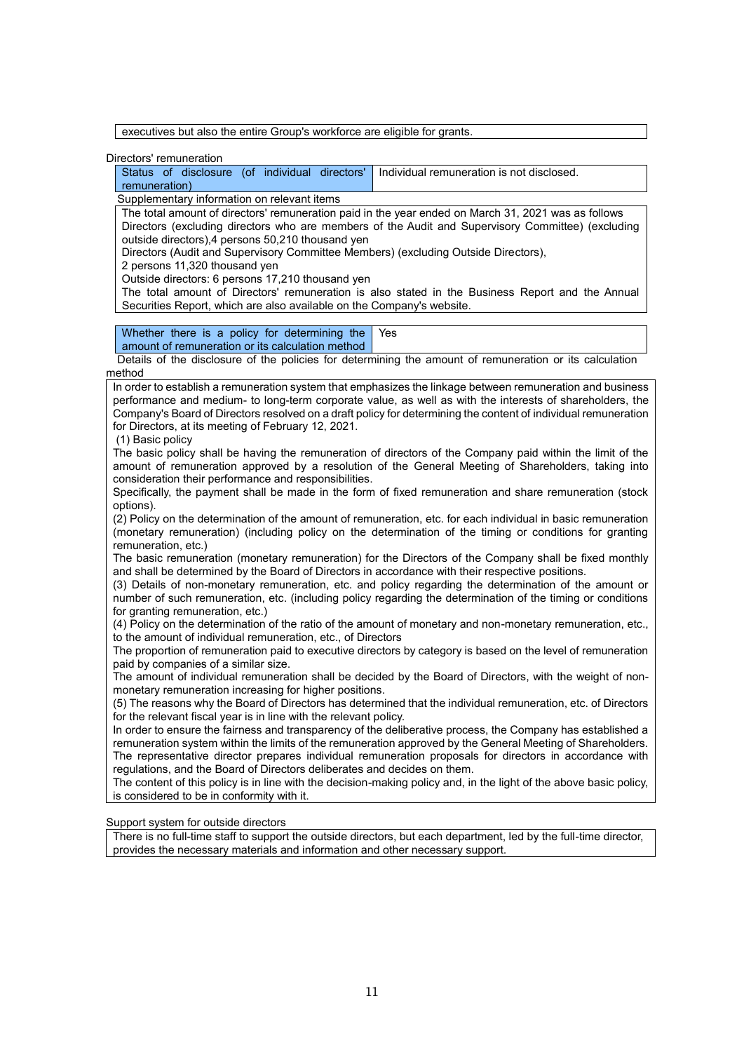| executives but also the entire Group's workforce are eligible for grants. |
|---|

Directors' remuneration

| Status of disclosure (of individual directors' remuneration) | Individual remuneration is not disclosed. |
|---|---|

Supplementary information on relevant items

The total amount of directors' remuneration paid in the year ended on March 31, 2021 was as follows
Directors (excluding directors who are members of the Audit and Supervisory Committee) (excluding outside directors),4 persons 50,210 thousand yen
Directors (Audit and Supervisory Committee Members) (excluding Outside Directors),
2 persons 11,320 thousand yen
Outside directors: 6 persons 17,210 thousand yen
The total amount of Directors' remuneration is also stated in the Business Report and the Annual Securities Report, which are also available on the Company's website.

| Whether there is a policy for determining the amount of remuneration or its calculation method | Yes |
|---|---|

Details of the disclosure of the policies for determining the amount of remuneration or its calculation method

In order to establish a remuneration system that emphasizes the linkage between remuneration and business performance and medium- to long-term corporate value, as well as with the interests of shareholders, the Company's Board of Directors resolved on a draft policy for determining the content of individual remuneration for Directors, at its meeting of February 12, 2021.

(1) Basic policy

The basic policy shall be having the remuneration of directors of the Company paid within the limit of the amount of remuneration approved by a resolution of the General Meeting of Shareholders, taking into consideration their performance and responsibilities.

Specifically, the payment shall be made in the form of fixed remuneration and share remuneration (stock options).

(2) Policy on the determination of the amount of remuneration, etc. for each individual in basic remuneration (monetary remuneration) (including policy on the determination of the timing or conditions for granting remuneration, etc.)

The basic remuneration (monetary remuneration) for the Directors of the Company shall be fixed monthly and shall be determined by the Board of Directors in accordance with their respective positions.

(3) Details of non-monetary remuneration, etc. and policy regarding the determination of the amount or number of such remuneration, etc. (including policy regarding the determination of the timing or conditions for granting remuneration, etc.)

(4) Policy on the determination of the ratio of the amount of monetary and non-monetary remuneration, etc., to the amount of individual remuneration, etc., of Directors

The proportion of remuneration paid to executive directors by category is based on the level of remuneration paid by companies of a similar size.

The amount of individual remuneration shall be decided by the Board of Directors, with the weight of non-monetary remuneration increasing for higher positions.

(5) The reasons why the Board of Directors has determined that the individual remuneration, etc. of Directors for the relevant fiscal year is in line with the relevant policy.

In order to ensure the fairness and transparency of the deliberative process, the Company has established a remuneration system within the limits of the remuneration approved by the General Meeting of Shareholders.

The representative director prepares individual remuneration proposals for directors in accordance with regulations, and the Board of Directors deliberates and decides on them.

The content of this policy is in line with the decision-making policy and, in the light of the above basic policy, is considered to be in conformity with it.

Support system for outside directors

There is no full-time staff to support the outside directors, but each department, led by the full-time director, provides the necessary materials and information and other necessary support.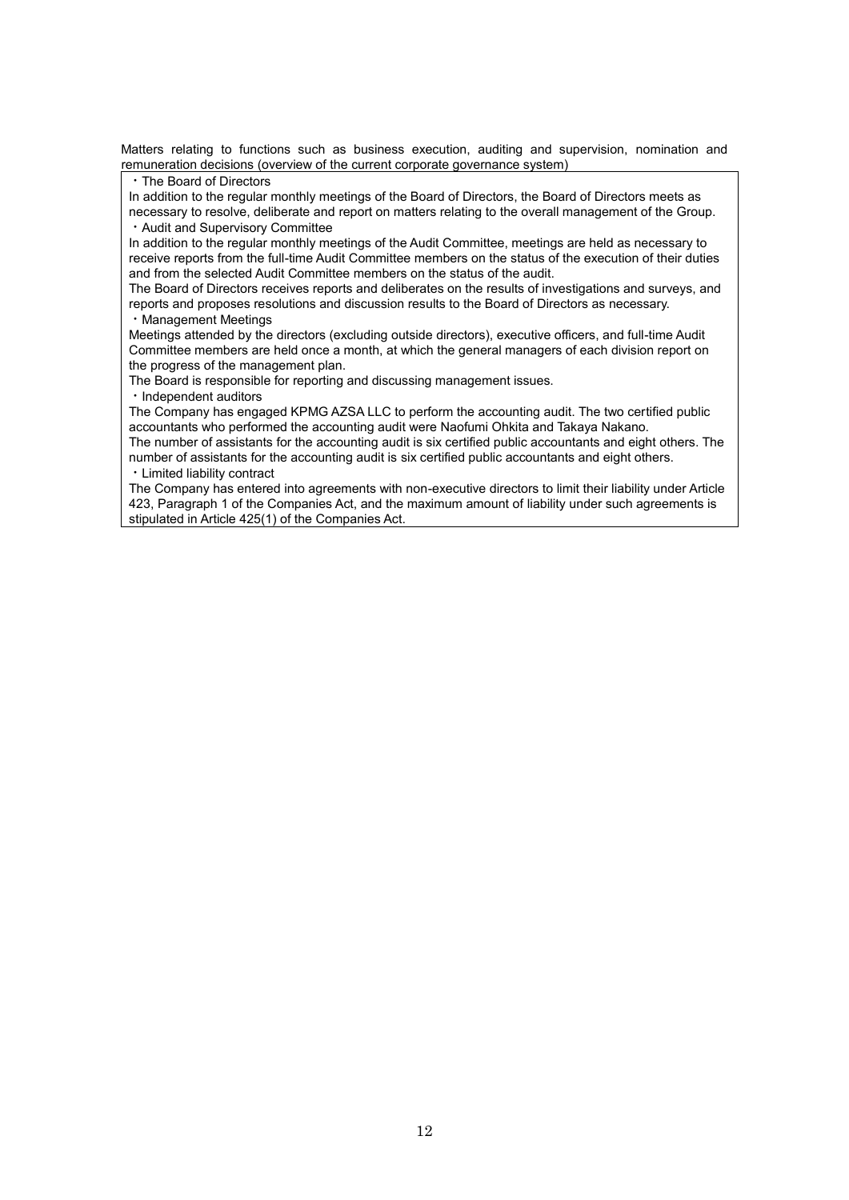Matters relating to functions such as business execution, auditing and supervision, nomination and remuneration decisions (overview of the current corporate governance system)

・The Board of Directors

In addition to the regular monthly meetings of the Board of Directors, the Board of Directors meets as necessary to resolve, deliberate and report on matters relating to the overall management of the Group.

・Audit and Supervisory Committee

In addition to the regular monthly meetings of the Audit Committee, meetings are held as necessary to receive reports from the full-time Audit Committee members on the status of the execution of their duties and from the selected Audit Committee members on the status of the audit.

The Board of Directors receives reports and deliberates on the results of investigations and surveys, and reports and proposes resolutions and discussion results to the Board of Directors as necessary.

・Management Meetings

Meetings attended by the directors (excluding outside directors), executive officers, and full-time Audit Committee members are held once a month, at which the general managers of each division report on the progress of the management plan.

The Board is responsible for reporting and discussing management issues.

・Independent auditors

The Company has engaged KPMG AZSA LLC to perform the accounting audit. The two certified public accountants who performed the accounting audit were Naofumi Ohkita and Takaya Nakano.

The number of assistants for the accounting audit is six certified public accountants and eight others. The number of assistants for the accounting audit is six certified public accountants and eight others.

・Limited liability contract

The Company has entered into agreements with non-executive directors to limit their liability under Article 423, Paragraph 1 of the Companies Act, and the maximum amount of liability under such agreements is stipulated in Article 425(1) of the Companies Act.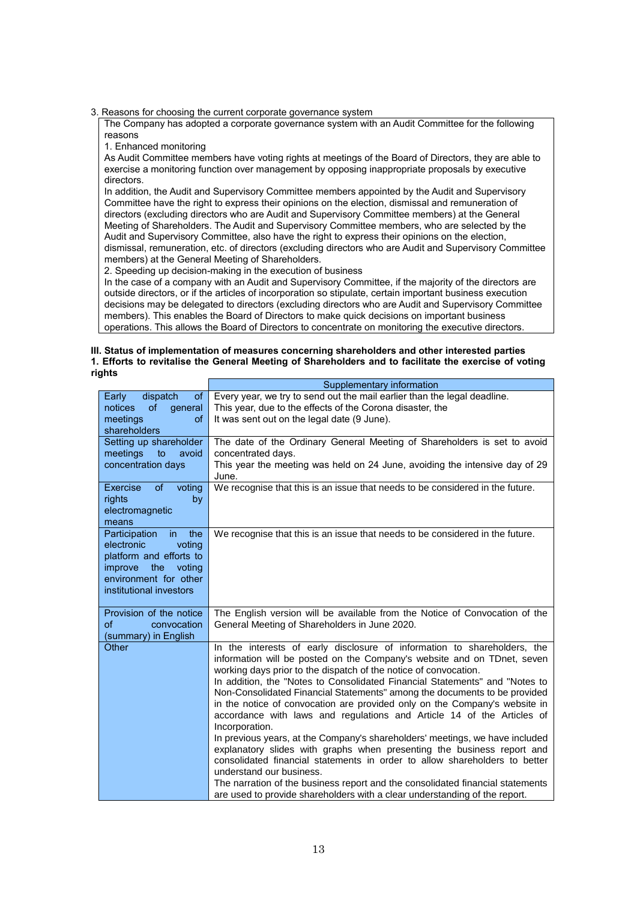3. Reasons for choosing the current corporate governance system

The Company has adopted a corporate governance system with an Audit Committee for the following reasons

1. Enhanced monitoring

As Audit Committee members have voting rights at meetings of the Board of Directors, they are able to exercise a monitoring function over management by opposing inappropriate proposals by executive directors.

In addition, the Audit and Supervisory Committee members appointed by the Audit and Supervisory Committee have the right to express their opinions on the election, dismissal and remuneration of directors (excluding directors who are Audit and Supervisory Committee members) at the General Meeting of Shareholders. The Audit and Supervisory Committee members, who are selected by the Audit and Supervisory Committee, also have the right to express their opinions on the election, dismissal, remuneration, etc. of directors (excluding directors who are Audit and Supervisory Committee members) at the General Meeting of Shareholders.

2. Speeding up decision-making in the execution of business

In the case of a company with an Audit and Supervisory Committee, if the majority of the directors are outside directors, or if the articles of incorporation so stipulate, certain important business execution decisions may be delegated to directors (excluding directors who are Audit and Supervisory Committee members). This enables the Board of Directors to make quick decisions on important business operations. This allows the Board of Directors to concentrate on monitoring the executive directors.

**III. Status of implementation of measures concerning shareholders and other interested parties**

**1. Efforts to revitalise the General Meeting of Shareholders and to facilitate the exercise of voting rights**

| | Supplementary information |
|---|---|
| Early dispatch of notices of general meetings of shareholders | Every year, we try to send out the mail earlier than the legal deadline.<br>This year, due to the effects of the Corona disaster, the<br>It was sent out on the legal date (9 June). |
| Setting up shareholder meetings to avoid concentration days | The date of the Ordinary General Meeting of Shareholders is set to avoid concentrated days.<br>This year the meeting was held on 24 June, avoiding the intensive day of 29 June. |
| Exercise of voting rights by electromagnetic means | We recognise that this is an issue that needs to be considered in the future. |
| Participation in the electronic voting platform and efforts to improve the voting environment for other institutional investors | We recognise that this is an issue that needs to be considered in the future. |
| Provision of the notice of convocation (summary) in English | The English version will be available from the Notice of Convocation of the General Meeting of Shareholders in June 2020. |
| Other | In the interests of early disclosure of information to shareholders, the information will be posted on the Company's website and on TDnet, seven working days prior to the dispatch of the notice of convocation.<br>In addition, the "Notes to Consolidated Financial Statements" and "Notes to Non-Consolidated Financial Statements" among the documents to be provided in the notice of convocation are provided only on the Company's website in accordance with laws and regulations and Article 14 of the Articles of Incorporation.<br>In previous years, at the Company's shareholders' meetings, we have included explanatory slides with graphs when presenting the business report and consolidated financial statements in order to allow shareholders to better understand our business.<br>The narration of the business report and the consolidated financial statements are used to provide shareholders with a clear understanding of the report. |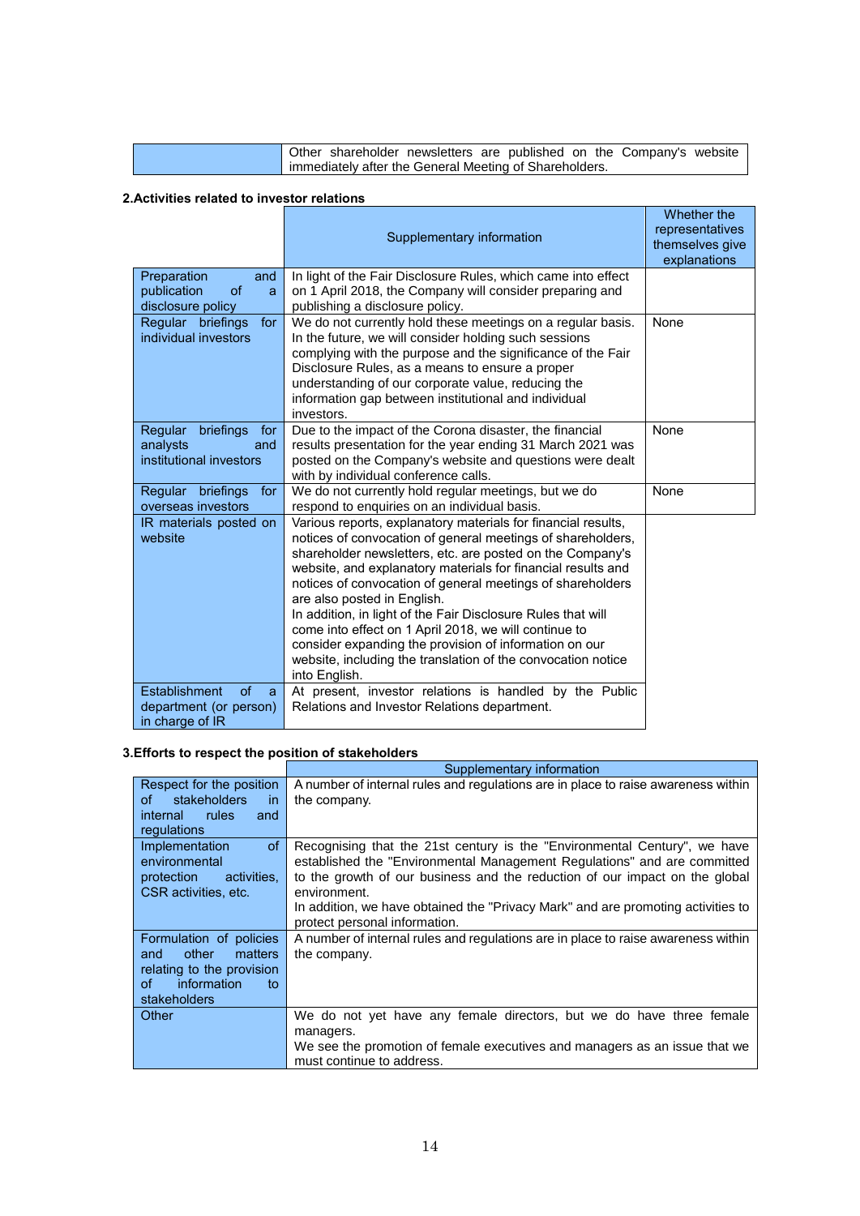| | |
|---|---|
| | Other shareholder newsletters are published on the Company's website immediately after the General Meeting of Shareholders. |

**2.Activities related to investor relations**

| | Supplementary information | Whether the representatives themselves give explanations |
|---|---|---|
| Preparation and publication of a disclosure policy | In light of the Fair Disclosure Rules, which came into effect on 1 April 2018, the Company will consider preparing and publishing a disclosure policy. | |
| Regular briefings for individual investors | We do not currently hold these meetings on a regular basis. In the future, we will consider holding such sessions complying with the purpose and the significance of the Fair Disclosure Rules, as a means to ensure a proper understanding of our corporate value, reducing the information gap between institutional and individual investors. | None |
| Regular briefings for analysts and institutional investors | Due to the impact of the Corona disaster, the financial results presentation for the year ending 31 March 2021 was posted on the Company's website and questions were dealt with by individual conference calls. | None |
| Regular briefings for overseas investors | We do not currently hold regular meetings, but we do respond to enquiries on an individual basis. | None |
| IR materials posted on website | Various reports, explanatory materials for financial results, notices of convocation of general meetings of shareholders, shareholder newsletters, etc. are posted on the Company's website, and explanatory materials for financial results and notices of convocation of general meetings of shareholders are also posted in English.<br>In addition, in light of the Fair Disclosure Rules that will come into effect on 1 April 2018, we will continue to consider expanding the provision of information on our website, including the translation of the convocation notice into English. | |
| Establishment of a department (or person) in charge of IR | At present, investor relations is handled by the Public Relations and Investor Relations department. | |

**3.Efforts to respect the position of stakeholders**

| | Supplementary information |
|---|---|
| Respect for the position of stakeholders in internal rules and regulations | A number of internal rules and regulations are in place to raise awareness within the company. |
| Implementation of environmental protection activities, CSR activities, etc. | Recognising that the 21st century is the "Environmental Century", we have established the "Environmental Management Regulations" and are committed to the growth of our business and the reduction of our impact on the global environment.<br>In addition, we have obtained the "Privacy Mark" and are promoting activities to protect personal information. |
| Formulation of policies and other matters relating to the provision of information to stakeholders | A number of internal rules and regulations are in place to raise awareness within the company. |
| Other | We do not yet have any female directors, but we do have three female managers.<br>We see the promotion of female executives and managers as an issue that we must continue to address. |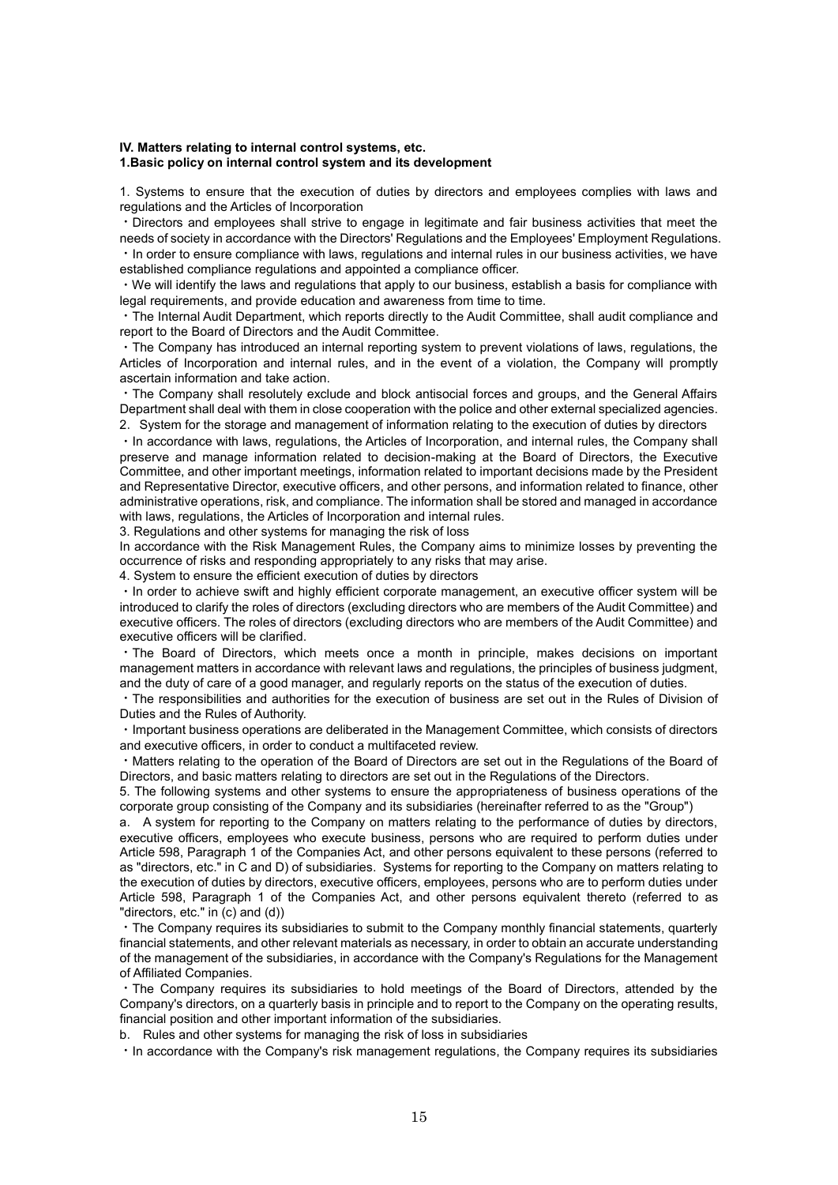**IV. Matters relating to internal control systems, etc.**
**1.Basic policy on internal control system and its development**

1. Systems to ensure that the execution of duties by directors and employees complies with laws and regulations and the Articles of Incorporation

・Directors and employees shall strive to engage in legitimate and fair business activities that meet the needs of society in accordance with the Directors' Regulations and the Employees' Employment Regulations.

・In order to ensure compliance with laws, regulations and internal rules in our business activities, we have established compliance regulations and appointed a compliance officer.

・We will identify the laws and regulations that apply to our business, establish a basis for compliance with legal requirements, and provide education and awareness from time to time.

・The Internal Audit Department, which reports directly to the Audit Committee, shall audit compliance and report to the Board of Directors and the Audit Committee.

・The Company has introduced an internal reporting system to prevent violations of laws, regulations, the Articles of Incorporation and internal rules, and in the event of a violation, the Company will promptly ascertain information and take action.

・The Company shall resolutely exclude and block antisocial forces and groups, and the General Affairs Department shall deal with them in close cooperation with the police and other external specialized agencies.

2. System for the storage and management of information relating to the execution of duties by directors

・In accordance with laws, regulations, the Articles of Incorporation, and internal rules, the Company shall preserve and manage information related to decision-making at the Board of Directors, the Executive Committee, and other important meetings, information related to important decisions made by the President and Representative Director, executive officers, and other persons, and information related to finance, other administrative operations, risk, and compliance. The information shall be stored and managed in accordance with laws, regulations, the Articles of Incorporation and internal rules.

3. Regulations and other systems for managing the risk of loss

In accordance with the Risk Management Rules, the Company aims to minimize losses by preventing the occurrence of risks and responding appropriately to any risks that may arise.

4. System to ensure the efficient execution of duties by directors

・In order to achieve swift and highly efficient corporate management, an executive officer system will be introduced to clarify the roles of directors (excluding directors who are members of the Audit Committee) and executive officers. The roles of directors (excluding directors who are members of the Audit Committee) and executive officers will be clarified.

・The Board of Directors, which meets once a month in principle, makes decisions on important management matters in accordance with relevant laws and regulations, the principles of business judgment, and the duty of care of a good manager, and regularly reports on the status of the execution of duties.

・The responsibilities and authorities for the execution of business are set out in the Rules of Division of Duties and the Rules of Authority.

・Important business operations are deliberated in the Management Committee, which consists of directors and executive officers, in order to conduct a multifaceted review.

・Matters relating to the operation of the Board of Directors are set out in the Regulations of the Board of Directors, and basic matters relating to directors are set out in the Regulations of the Directors.

5. The following systems and other systems to ensure the appropriateness of business operations of the corporate group consisting of the Company and its subsidiaries (hereinafter referred to as the "Group")

a. A system for reporting to the Company on matters relating to the performance of duties by directors, executive officers, employees who execute business, persons who are required to perform duties under Article 598, Paragraph 1 of the Companies Act, and other persons equivalent to these persons (referred to as "directors, etc." in C and D) of subsidiaries. Systems for reporting to the Company on matters relating to the execution of duties by directors, executive officers, employees, persons who are to perform duties under Article 598, Paragraph 1 of the Companies Act, and other persons equivalent thereto (referred to as "directors, etc." in (c) and (d))

・The Company requires its subsidiaries to submit to the Company monthly financial statements, quarterly financial statements, and other relevant materials as necessary, in order to obtain an accurate understanding of the management of the subsidiaries, in accordance with the Company's Regulations for the Management of Affiliated Companies.

・The Company requires its subsidiaries to hold meetings of the Board of Directors, attended by the Company's directors, on a quarterly basis in principle and to report to the Company on the operating results, financial position and other important information of the subsidiaries.

b. Rules and other systems for managing the risk of loss in subsidiaries

・In accordance with the Company's risk management regulations, the Company requires its subsidiaries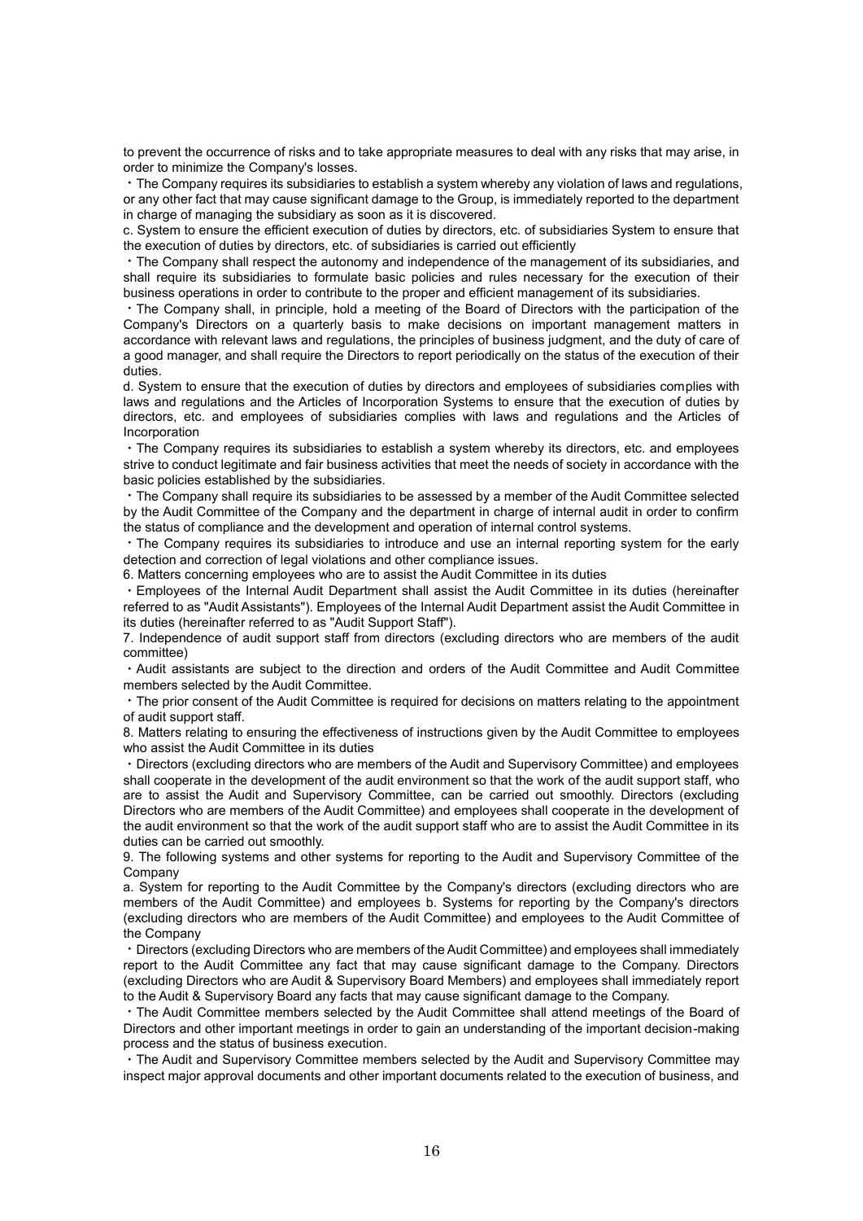to prevent the occurrence of risks and to take appropriate measures to deal with any risks that may arise, in order to minimize the Company's losses.

・The Company requires its subsidiaries to establish a system whereby any violation of laws and regulations, or any other fact that may cause significant damage to the Group, is immediately reported to the department in charge of managing the subsidiary as soon as it is discovered.

c. System to ensure the efficient execution of duties by directors, etc. of subsidiaries System to ensure that the execution of duties by directors, etc. of subsidiaries is carried out efficiently

・The Company shall respect the autonomy and independence of the management of its subsidiaries, and shall require its subsidiaries to formulate basic policies and rules necessary for the execution of their business operations in order to contribute to the proper and efficient management of its subsidiaries.

・The Company shall, in principle, hold a meeting of the Board of Directors with the participation of the Company's Directors on a quarterly basis to make decisions on important management matters in accordance with relevant laws and regulations, the principles of business judgment, and the duty of care of a good manager, and shall require the Directors to report periodically on the status of the execution of their duties.

d. System to ensure that the execution of duties by directors and employees of subsidiaries complies with laws and regulations and the Articles of Incorporation Systems to ensure that the execution of duties by directors, etc. and employees of subsidiaries complies with laws and regulations and the Articles of Incorporation

・The Company requires its subsidiaries to establish a system whereby its directors, etc. and employees strive to conduct legitimate and fair business activities that meet the needs of society in accordance with the basic policies established by the subsidiaries.

・The Company shall require its subsidiaries to be assessed by a member of the Audit Committee selected by the Audit Committee of the Company and the department in charge of internal audit in order to confirm the status of compliance and the development and operation of internal control systems.

・The Company requires its subsidiaries to introduce and use an internal reporting system for the early detection and correction of legal violations and other compliance issues.

6. Matters concerning employees who are to assist the Audit Committee in its duties

・Employees of the Internal Audit Department shall assist the Audit Committee in its duties (hereinafter referred to as "Audit Assistants"). Employees of the Internal Audit Department assist the Audit Committee in its duties (hereinafter referred to as "Audit Support Staff").

7. Independence of audit support staff from directors (excluding directors who are members of the audit committee)

・Audit assistants are subject to the direction and orders of the Audit Committee and Audit Committee members selected by the Audit Committee.

・The prior consent of the Audit Committee is required for decisions on matters relating to the appointment of audit support staff.

8. Matters relating to ensuring the effectiveness of instructions given by the Audit Committee to employees who assist the Audit Committee in its duties

・Directors (excluding directors who are members of the Audit and Supervisory Committee) and employees shall cooperate in the development of the audit environment so that the work of the audit support staff, who are to assist the Audit and Supervisory Committee, can be carried out smoothly. Directors (excluding Directors who are members of the Audit Committee) and employees shall cooperate in the development of the audit environment so that the work of the audit support staff who are to assist the Audit Committee in its duties can be carried out smoothly.

9. The following systems and other systems for reporting to the Audit and Supervisory Committee of the Company

a. System for reporting to the Audit Committee by the Company's directors (excluding directors who are members of the Audit Committee) and employees b. Systems for reporting by the Company's directors (excluding directors who are members of the Audit Committee) and employees to the Audit Committee of the Company

・Directors (excluding Directors who are members of the Audit Committee) and employees shall immediately report to the Audit Committee any fact that may cause significant damage to the Company. Directors (excluding Directors who are Audit & Supervisory Board Members) and employees shall immediately report to the Audit & Supervisory Board any facts that may cause significant damage to the Company.

・The Audit Committee members selected by the Audit Committee shall attend meetings of the Board of Directors and other important meetings in order to gain an understanding of the important decision-making process and the status of business execution.

・The Audit and Supervisory Committee members selected by the Audit and Supervisory Committee may inspect major approval documents and other important documents related to the execution of business, and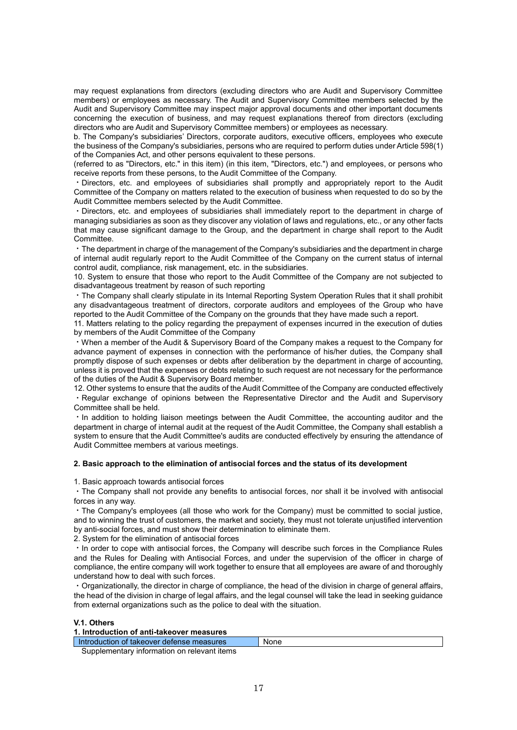may request explanations from directors (excluding directors who are Audit and Supervisory Committee members) or employees as necessary. The Audit and Supervisory Committee members selected by the Audit and Supervisory Committee may inspect major approval documents and other important documents concerning the execution of business, and may request explanations thereof from directors (excluding directors who are Audit and Supervisory Committee members) or employees as necessary.

b. The Company's subsidiaries' Directors, corporate auditors, executive officers, employees who execute the business of the Company's subsidiaries, persons who are required to perform duties under Article 598(1) of the Companies Act, and other persons equivalent to these persons.

(referred to as "Directors, etc." in this item) (in this item, "Directors, etc.") and employees, or persons who receive reports from these persons, to the Audit Committee of the Company.

・Directors, etc. and employees of subsidiaries shall promptly and appropriately report to the Audit Committee of the Company on matters related to the execution of business when requested to do so by the Audit Committee members selected by the Audit Committee.

・Directors, etc. and employees of subsidiaries shall immediately report to the department in charge of managing subsidiaries as soon as they discover any violation of laws and regulations, etc., or any other facts that may cause significant damage to the Group, and the department in charge shall report to the Audit Committee.

・The department in charge of the management of the Company's subsidiaries and the department in charge of internal audit regularly report to the Audit Committee of the Company on the current status of internal control audit, compliance, risk management, etc. in the subsidiaries.

10. System to ensure that those who report to the Audit Committee of the Company are not subjected to disadvantageous treatment by reason of such reporting

・The Company shall clearly stipulate in its Internal Reporting System Operation Rules that it shall prohibit any disadvantageous treatment of directors, corporate auditors and employees of the Group who have reported to the Audit Committee of the Company on the grounds that they have made such a report.

11. Matters relating to the policy regarding the prepayment of expenses incurred in the execution of duties by members of the Audit Committee of the Company

・When a member of the Audit & Supervisory Board of the Company makes a request to the Company for advance payment of expenses in connection with the performance of his/her duties, the Company shall promptly dispose of such expenses or debts after deliberation by the department in charge of accounting, unless it is proved that the expenses or debts relating to such request are not necessary for the performance of the duties of the Audit & Supervisory Board member.

12. Other systems to ensure that the audits of the Audit Committee of the Company are conducted effectively

・Regular exchange of opinions between the Representative Director and the Audit and Supervisory Committee shall be held.

・In addition to holding liaison meetings between the Audit Committee, the accounting auditor and the department in charge of internal audit at the request of the Audit Committee, the Company shall establish a system to ensure that the Audit Committee's audits are conducted effectively by ensuring the attendance of Audit Committee members at various meetings.

### 2. Basic approach to the elimination of antisocial forces and the status of its development

1. Basic approach towards antisocial forces

・The Company shall not provide any benefits to antisocial forces, nor shall it be involved with antisocial forces in any way.

・The Company's employees (all those who work for the Company) must be committed to social justice, and to winning the trust of customers, the market and society, they must not tolerate unjustified intervention by anti-social forces, and must show their determination to eliminate them.

2. System for the elimination of antisocial forces

・In order to cope with antisocial forces, the Company will describe such forces in the Compliance Rules and the Rules for Dealing with Antisocial Forces, and under the supervision of the officer in charge of compliance, the entire company will work together to ensure that all employees are aware of and thoroughly understand how to deal with such forces.

・Organizationally, the director in charge of compliance, the head of the division in charge of general affairs, the head of the division in charge of legal affairs, and the legal counsel will take the lead in seeking guidance from external organizations such as the police to deal with the situation.

## V.1. Others

### 1. Introduction of anti-takeover measures

| Introduction of takeover defense measures | None |
|---|---|

Supplementary information on relevant items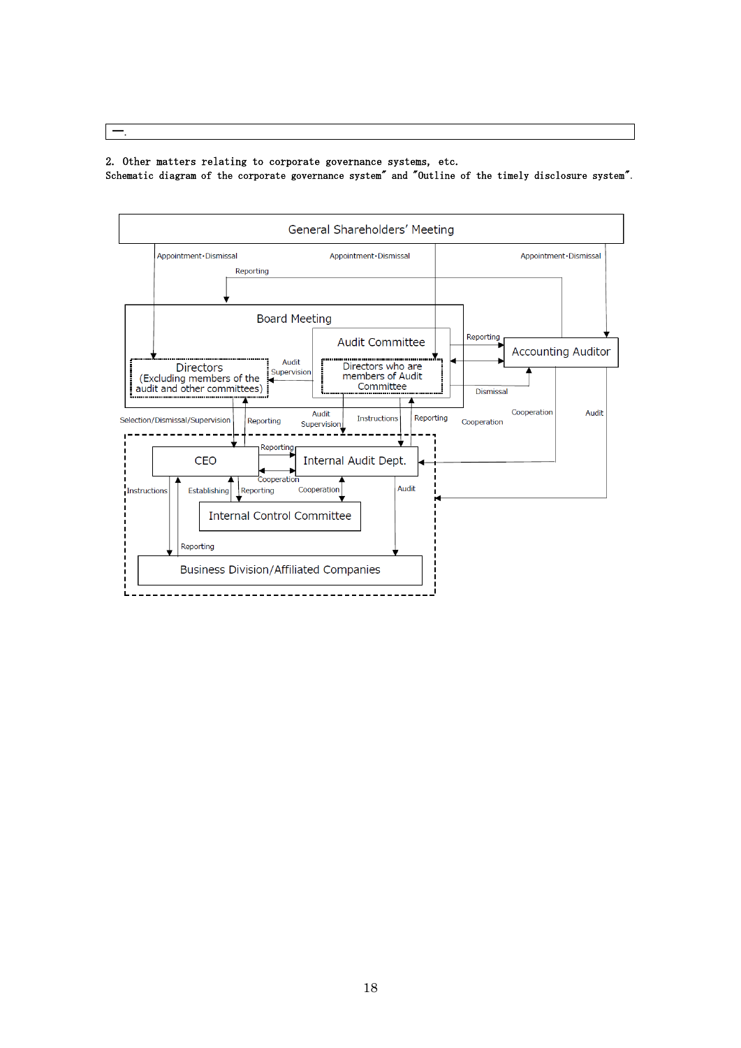―.

2. Other matters relating to corporate governance systems, etc.

Schematic diagram of the corporate governance system" and "Outline of the timely disclosure system".

General Shareholders' Meeting

Appointment･Dismissal

Appointment･Dismissal

Appointment･Dismissal

Reporting

Board Meeting

Audit Committee

Reporting

Accounting Auditor

Directors (Excluding members of the audit and other committees)

Audit Supervision

Directors who are members of Audit Committee

Dismissal

Selection/Dismissal/Supervision

Reporting

Audit Supervision

Instructions

Reporting

Cooperation

Cooperation

Audit

Reporting

CEO

Internal Audit Dept.

Cooperation

Instructions

Establishing

Reporting

Cooperation

Audit

Internal Control Committee

Reporting

Business Division/Affiliated Companies